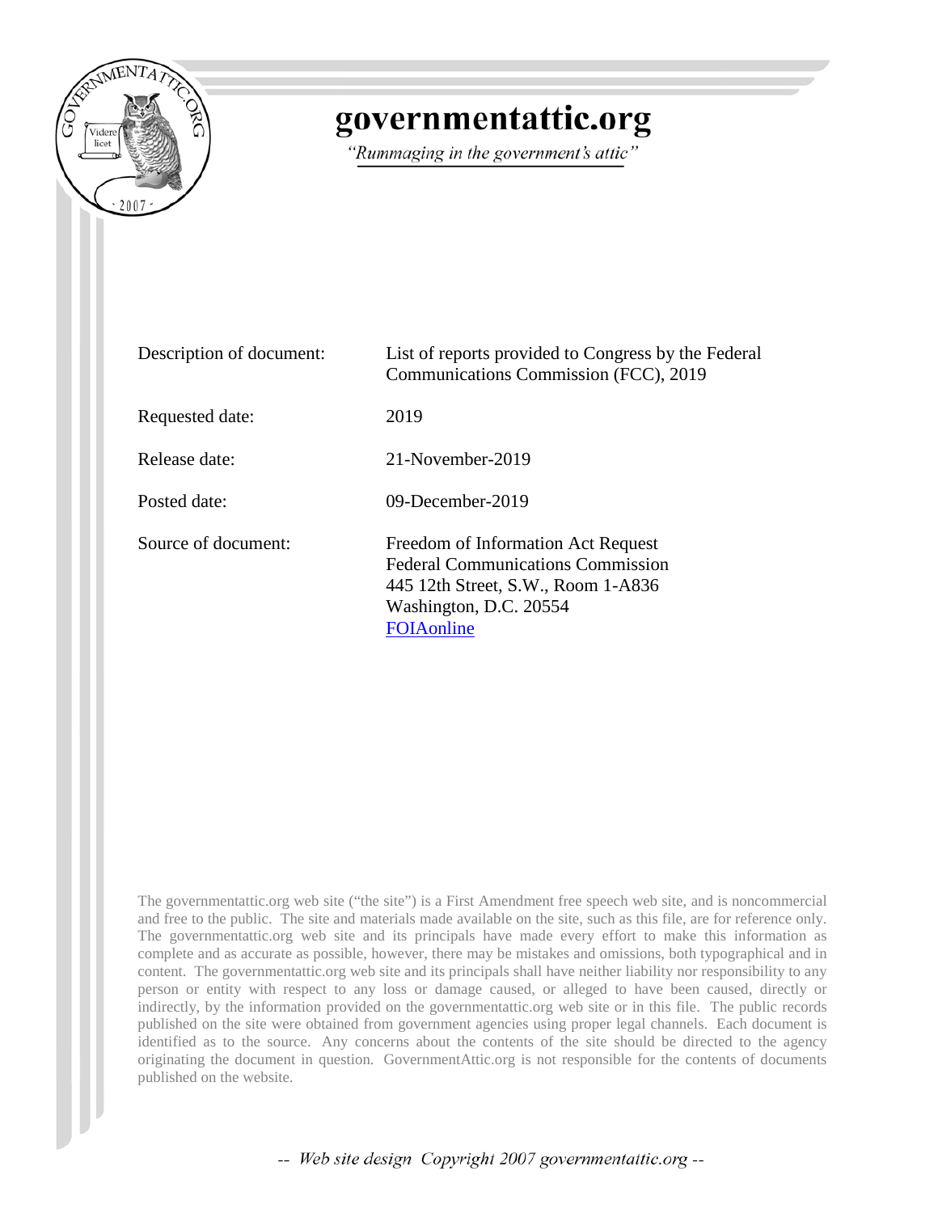# governmentattic.org

*"Rummaging in the government's attic"*

| | |
|---|---|
| Description of document: | List of reports provided to Congress by the Federal Communications Commission (FCC), 2019 |
| Requested date: | 2019 |
| Release date: | 21-November-2019 |
| Posted date: | 09-December-2019 |
| Source of document: | Freedom of Information Act Request<br>Federal Communications Commission<br>445 12th Street, S.W., Room 1-A836<br>Washington, D.C. 20554<br>FOIAonline |

The governmentattic.org web site ("the site") is a First Amendment free speech web site, and is noncommercial and free to the public. The site and materials made available on the site, such as this file, are for reference only. The governmentattic.org web site and its principals have made every effort to make this information as complete and as accurate as possible, however, there may be mistakes and omissions, both typographical and in content. The governmentattic.org web site and its principals shall have neither liability nor responsibility to any person or entity with respect to any loss or damage caused, or alleged to have been caused, directly or indirectly, by the information provided on the governmentattic.org web site or in this file. The public records published on the site were obtained from government agencies using proper legal channels. Each document is identified as to the source. Any concerns about the contents of the site should be directed to the agency originating the document in question. GovernmentAttic.org is not responsible for the contents of documents published on the website.

*-- Web site design Copyright 2007 governmentattic.org --*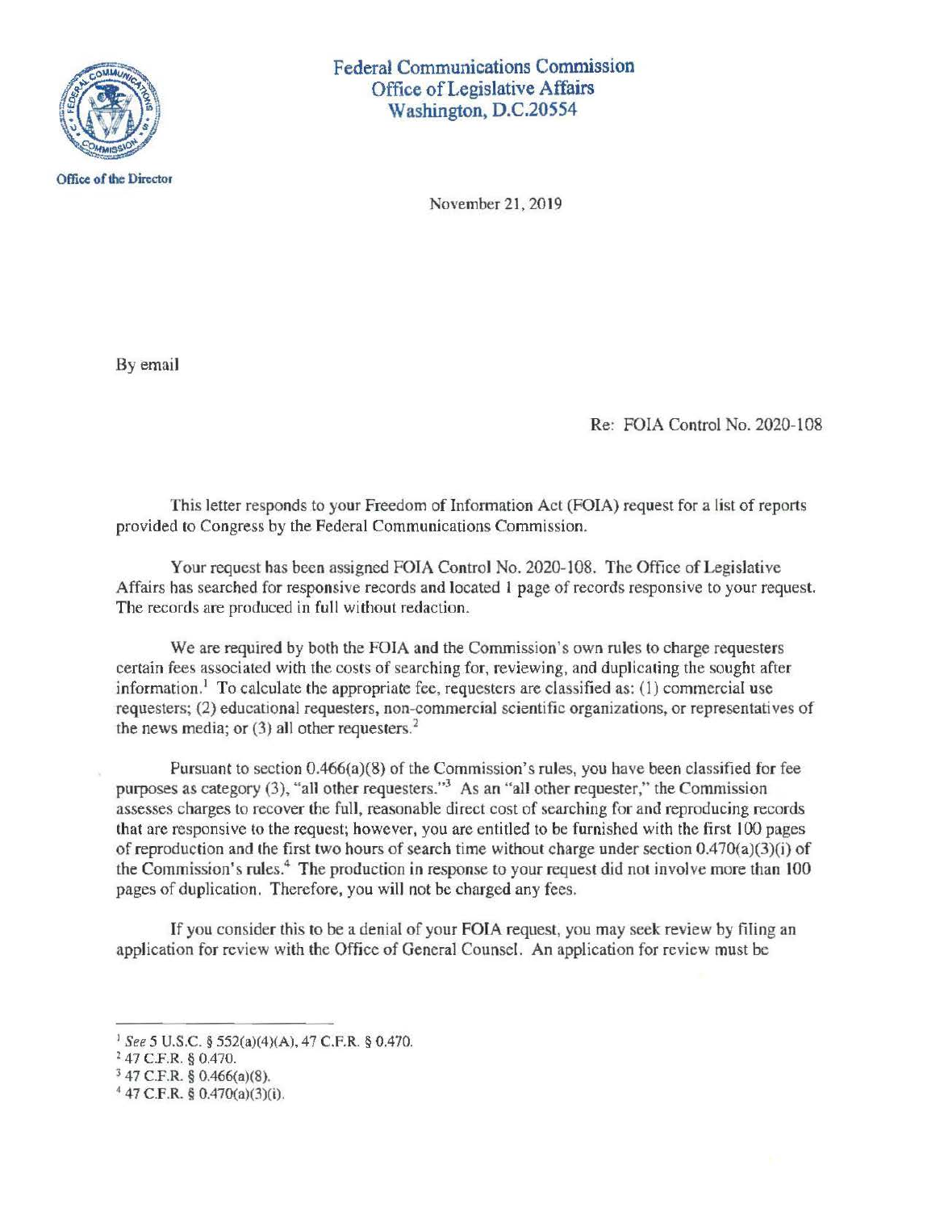Federal Communications Commission
Office of Legislative Affairs
Washington, D.C.20554

Office of the Director

November 21, 2019

By email

Re: FOIA Control No. 2020-108

This letter responds to your Freedom of Information Act (FOIA) request for a list of reports provided to Congress by the Federal Communications Commission.

Your request has been assigned FOIA Control No. 2020-108. The Office of Legislative Affairs has searched for responsive records and located 1 page of records responsive to your request. The records are produced in full without redaction.

We are required by both the FOIA and the Commission's own rules to charge requesters certain fees associated with the costs of searching for, reviewing, and duplicating the sought after information.[1] To calculate the appropriate fee, requesters are classified as: (1) commercial use requesters; (2) educational requesters, non-commercial scientific organizations, or representatives of the news media; or (3) all other requesters.[2]

Pursuant to section 0.466(a)(8) of the Commission's rules, you have been classified for fee purposes as category (3), "all other requesters."[3] As an "all other requester," the Commission assesses charges to recover the full, reasonable direct cost of searching for and reproducing records that are responsive to the request; however, you are entitled to be furnished with the first 100 pages of reproduction and the first two hours of search time without charge under section 0.470(a)(3)(i) of the Commission's rules.[4] The production in response to your request did not involve more than 100 pages of duplication. Therefore, you will not be charged any fees.

If you consider this to be a denial of your FOIA request, you may seek review by filing an application for review with the Office of General Counsel. An application for review must be

---

[1] *See* 5 U.S.C. § 552(a)(4)(A), 47 C.F.R. § 0.470.
[2] 47 C.F.R. § 0.470.
[3] 47 C.F.R. § 0.466(a)(8).
[4] 47 C.F.R. § 0.470(a)(3)(i).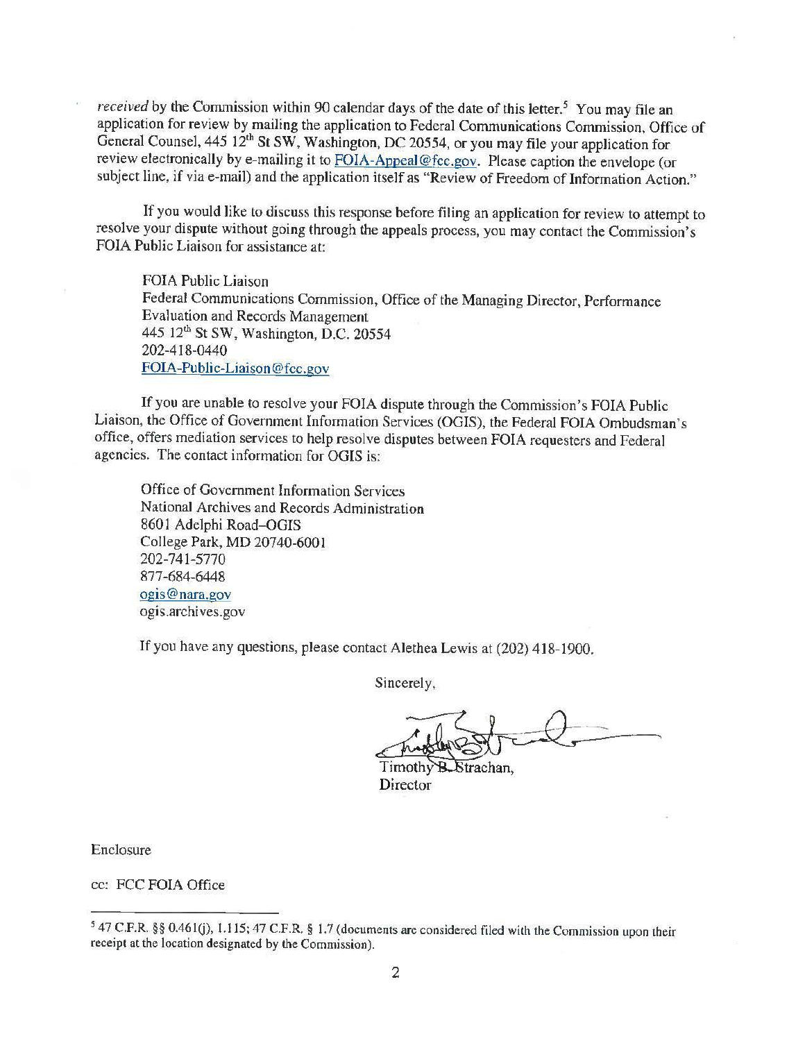*received* by the Commission within 90 calendar days of the date of this letter.[5] You may file an application for review by mailing the application to Federal Communications Commission, Office of General Counsel, 445 12th St SW, Washington, DC 20554, or you may file your application for review electronically by e-mailing it to FOIA-Appeal@fcc.gov. Please caption the envelope (or subject line, if via e-mail) and the application itself as "Review of Freedom of Information Action."

If you would like to discuss this response before filing an application for review to attempt to resolve your dispute without going through the appeals process, you may contact the Commission's FOIA Public Liaison for assistance at:

FOIA Public Liaison
Federal Communications Commission, Office of the Managing Director, Performance Evaluation and Records Management
445 12th St SW, Washington, D.C. 20554
202-418-0440
FOIA-Public-Liaison@fcc.gov

If you are unable to resolve your FOIA dispute through the Commission's FOIA Public Liaison, the Office of Government Information Services (OGIS), the Federal FOIA Ombudsman's office, offers mediation services to help resolve disputes between FOIA requesters and Federal agencies. The contact information for OGIS is:

Office of Government Information Services
National Archives and Records Administration
8601 Adelphi Road–OGIS
College Park, MD 20740-6001
202-741-5770
877-684-6448
ogis@nara.gov
ogis.archives.gov

If you have any questions, please contact Alethea Lewis at (202) 418-1900.

Sincerely,

Timothy B. Strachan,
Director

Enclosure

cc: FCC FOIA Office

---

[5] 47 C.F.R. §§ 0.461(j), 1.115; 47 C.F.R. § 1.7 (documents are considered filed with the Commission upon their receipt at the location designated by the Commission).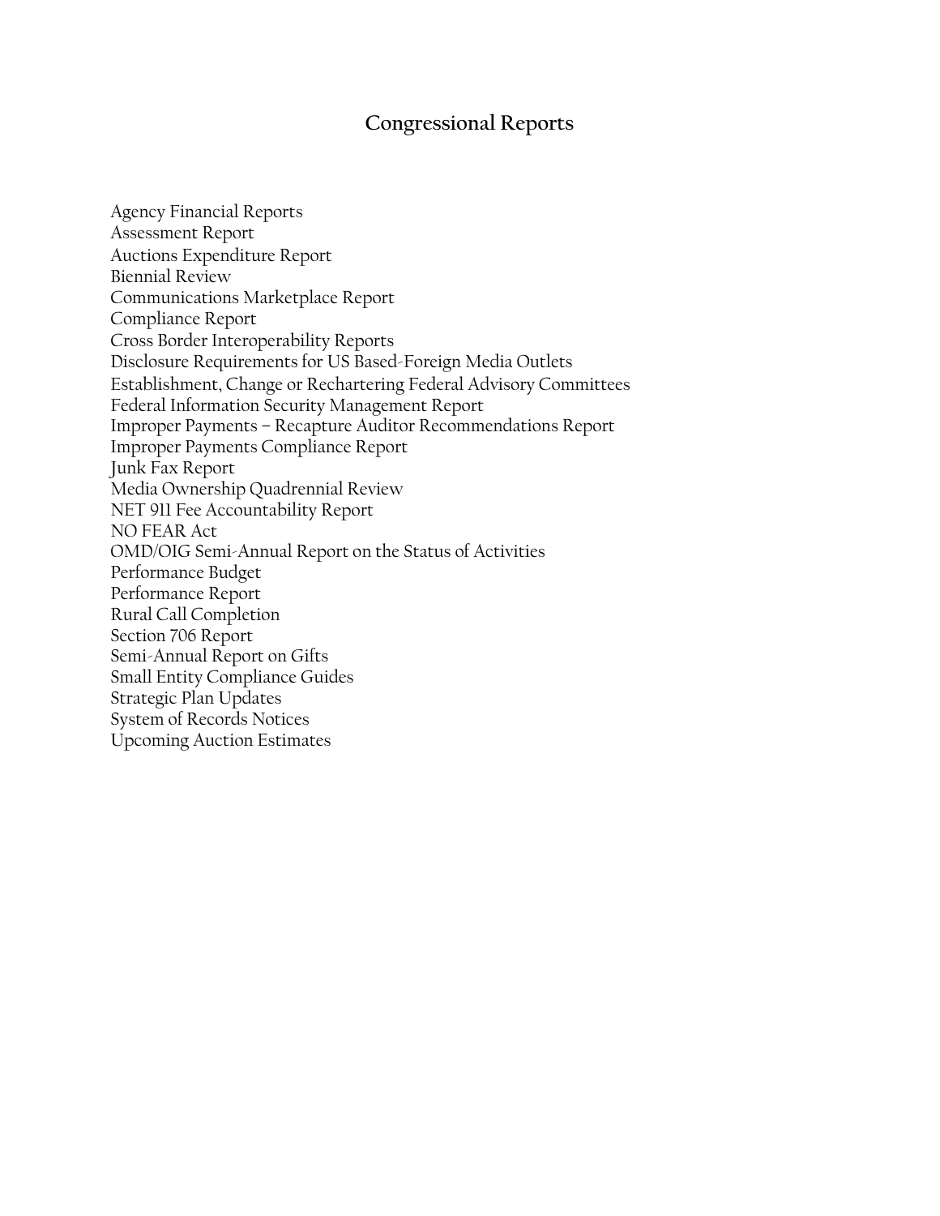# Congressional Reports

Agency Financial Reports
Assessment Report
Auctions Expenditure Report
Biennial Review
Communications Marketplace Report
Compliance Report
Cross Border Interoperability Reports
Disclosure Requirements for US Based-Foreign Media Outlets
Establishment, Change or Rechartering Federal Advisory Committees
Federal Information Security Management Report
Improper Payments – Recapture Auditor Recommendations Report
Improper Payments Compliance Report
Junk Fax Report
Media Ownership Quadrennial Review
NET 911 Fee Accountability Report
NO FEAR Act
OMD/OIG Semi-Annual Report on the Status of Activities
Performance Budget
Performance Report
Rural Call Completion
Section 706 Report
Semi-Annual Report on Gifts
Small Entity Compliance Guides
Strategic Plan Updates
System of Records Notices
Upcoming Auction Estimates